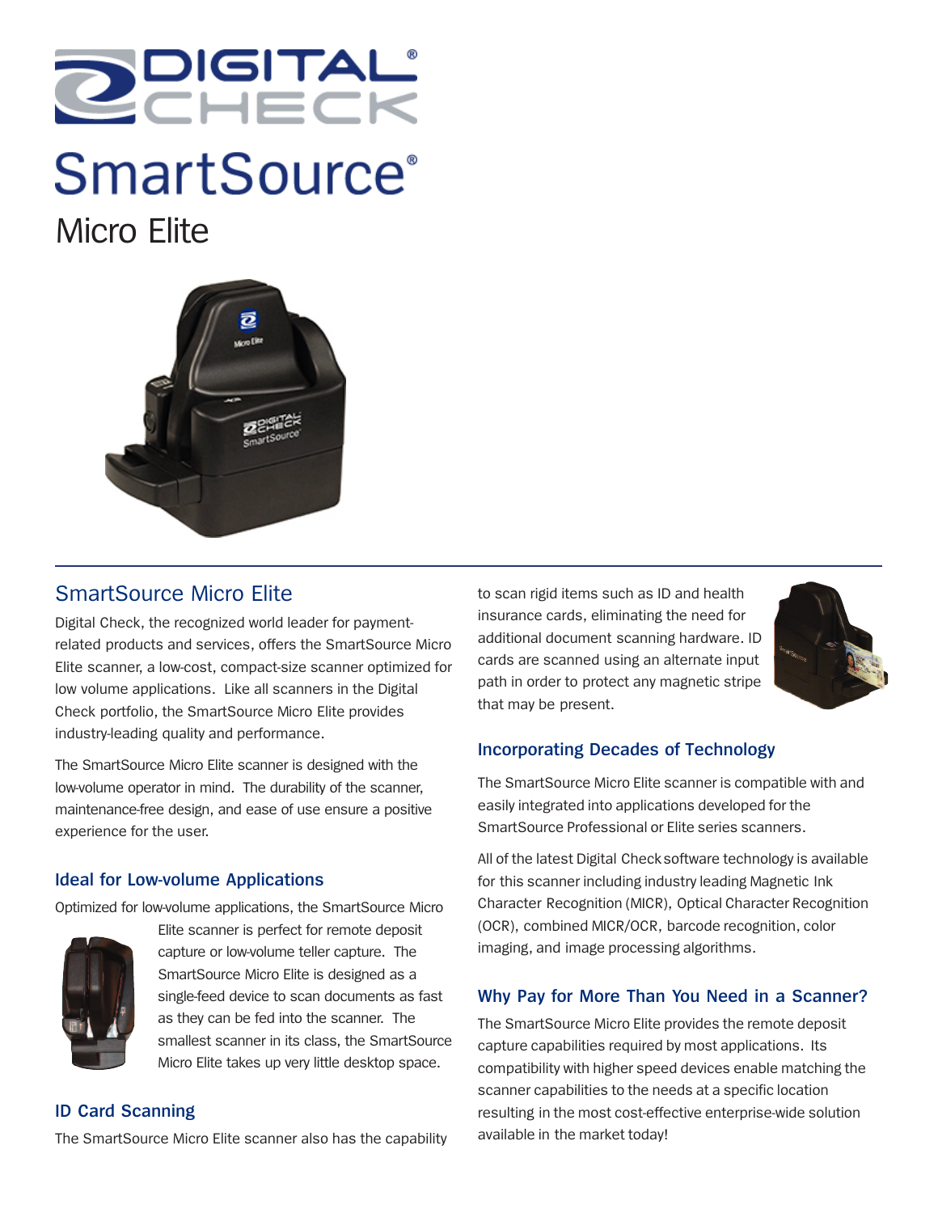# DIGITAL CHECK

# SmartSource®

## Micro Elite

## SmartSource Micro Elite

Digital Check, the recognized world leader for payment-related products and services, offers the SmartSource Micro Elite scanner, a low-cost, compact-size scanner optimized for low volume applications. Like all scanners in the Digital Check portfolio, the SmartSource Micro Elite provides industry-leading quality and performance.

The SmartSource Micro Elite scanner is designed with the low-volume operator in mind. The durability of the scanner, maintenance-free design, and ease of use ensure a positive experience for the user.

### Ideal for Low-volume Applications

Optimized for low-volume applications, the SmartSource Micro Elite scanner is perfect for remote deposit capture or low-volume teller capture. The SmartSource Micro Elite is designed as a single-feed device to scan documents as fast as they can be fed into the scanner. The smallest scanner in its class, the SmartSource Micro Elite takes up very little desktop space.

### ID Card Scanning

The SmartSource Micro Elite scanner also has the capability to scan rigid items such as ID and health insurance cards, eliminating the need for additional document scanning hardware. ID cards are scanned using an alternate input path in order to protect any magnetic stripe that may be present.

### Incorporating Decades of Technology

The SmartSource Micro Elite scanner is compatible with and easily integrated into applications developed for the SmartSource Professional or Elite series scanners.

All of the latest Digital Check software technology is available for this scanner including industry leading Magnetic Ink Character Recognition (MICR), Optical Character Recognition (OCR), combined MICR/OCR, barcode recognition, color imaging, and image processing algorithms.

### Why Pay for More Than You Need in a Scanner?

The SmartSource Micro Elite provides the remote deposit capture capabilities required by most applications. Its compatibility with higher speed devices enable matching the scanner capabilities to the needs at a specific location resulting in the most cost-effective enterprise-wide solution available in the market today!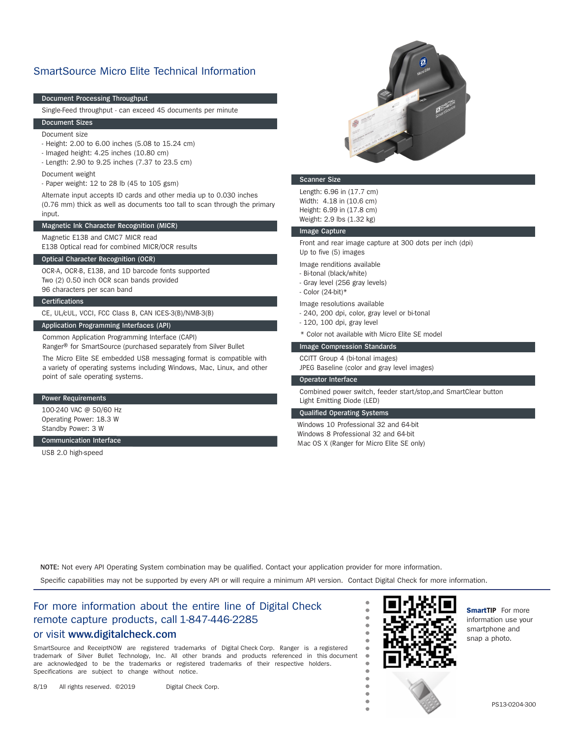# SmartSource Micro Elite Technical Information

## Document Processing Throughput

Single-Feed throughput - can exceed 45 documents per minute

## Document Sizes

Document size
- Height: 2.00 to 6.00 inches (5.08 to 15.24 cm)
- Imaged height: 4.25 inches (10.80 cm)
- Length: 2.90 to 9.25 inches (7.37 to 23.5 cm)

Document weight
- Paper weight: 12 to 28 lb (45 to 105 gsm)

Alternate input accepts ID cards and other media up to 0.030 inches (0.76 mm) thick as well as documents too tall to scan through the primary input.

## Magnetic Ink Character Recognition (MICR)

Magnetic E13B and CMC7 MICR read
E13B Optical read for combined MICR/OCR results

## Optical Character Recognition (OCR)

OCR-A, OCR-B, E13B, and 1D barcode fonts supported
Two (2) 0.50 inch OCR scan bands provided
96 characters per scan band

## Certifications

CE, UL/cUL, VCCI, FCC Class B, CAN ICES-3(B)/NMB-3(B)

## Application Programming Interfaces (API)

Common Application Programming Interface (CAPI)
Ranger® for SmartSource (purchased separately from Silver Bullet

The Micro Elite SE embedded USB messaging format is compatible with a variety of operating systems including Windows, Mac, Linux, and other point of sale operating systems.

## Power Requirements

100-240 VAC @ 50/60 Hz
Operating Power: 18.3 W
Standby Power: 3 W

## Communication Interface

USB 2.0 high-speed

## Scanner Size

Length: 6.96 in (17.7 cm)
Width: 4.18 in (10.6 cm)
Height: 6.99 in (17.8 cm)
Weight: 2.9 lbs (1.32 kg)

## Image Capture

Front and rear image capture at 300 dots per inch (dpi)
Up to five (5) images

Image renditions available
- Bi-tonal (black/white)
- Gray level (256 gray levels)
- Color (24-bit)*

Image resolutions available
- 240, 200 dpi, color, gray level or bi-tonal
- 120, 100 dpi, gray level

\* Color not available with Micro Elite SE model

## Image Compression Standards

CCITT Group 4 (bi-tonal images)
JPEG Baseline (color and gray level images)

## Operator Interface

Combined power switch, feeder start/stop,and SmartClear button
Light Emitting Diode (LED)

## Qualified Operating Systems

Windows 10 Professional 32 and 64-bit
Windows 8 Professional 32 and 64-bit
Mac OS X (Ranger for Micro Elite SE only)

**NOTE:** Not every API Operating System combination may be qualified. Contact your application provider for more information.

Specific capabilities may not be supported by every API or will require a minimum API version. Contact Digital Check for more information.

For more information about the entire line of Digital Check remote capture products, call 1-847-446-2285 or visit **www.digitalcheck.com**

SmartSource and ReceiptNOW are registered trademarks of Digital Check Corp. Ranger is a registered trademark of Silver Bullet Technology, Inc. All other brands and products referenced in this document are acknowledged to be the trademarks or registered trademarks of their respective holders. Specifications are subject to change without notice.

**SmartTIP** For more information use your smartphone and snap a photo.

8/19 All rights reserved. ©2019 Digital Check Corp.

PS13-0204-300